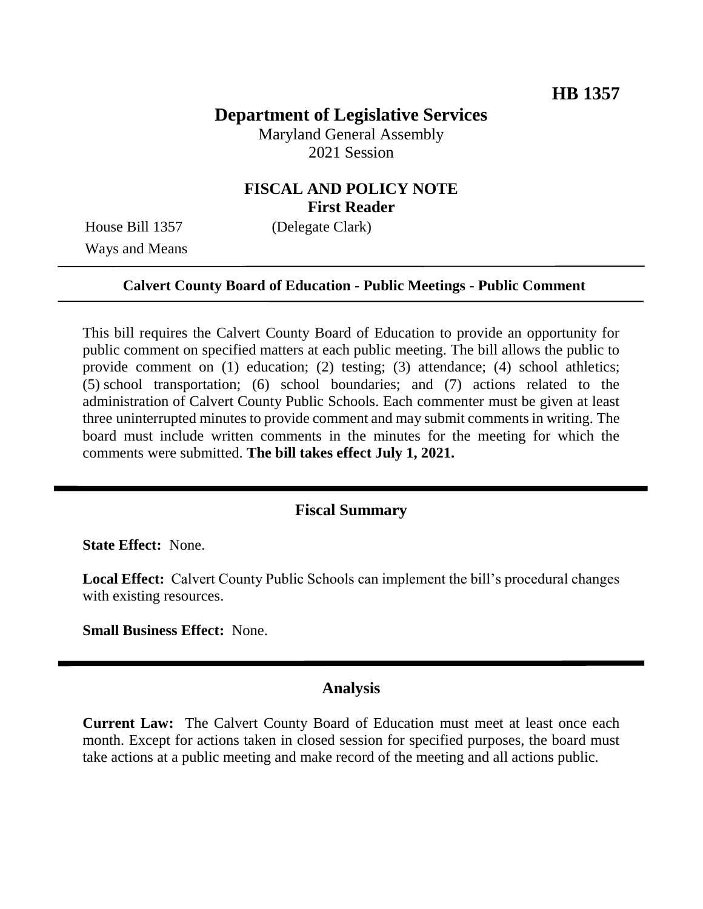**HB 1357**

# Department of Legislative Services

Maryland General Assembly
2021 Session

## FISCAL AND POLICY NOTE
**First Reader**

House Bill 1357 (Delegate Clark)
Ways and Means

---

**Calvert County Board of Education - Public Meetings - Public Comment**

---

This bill requires the Calvert County Board of Education to provide an opportunity for public comment on specified matters at each public meeting. The bill allows the public to provide comment on (1) education; (2) testing; (3) attendance; (4) school athletics; (5) school transportation; (6) school boundaries; and (7) actions related to the administration of Calvert County Public Schools. Each commenter must be given at least three uninterrupted minutes to provide comment and may submit comments in writing. The board must include written comments in the minutes for the meeting for which the comments were submitted. **The bill takes effect July 1, 2021.**

---

## Fiscal Summary

**State Effect:** None.

**Local Effect:** Calvert County Public Schools can implement the bill's procedural changes with existing resources.

**Small Business Effect:** None.

---

## Analysis

**Current Law:** The Calvert County Board of Education must meet at least once each month. Except for actions taken in closed session for specified purposes, the board must take actions at a public meeting and make record of the meeting and all actions public.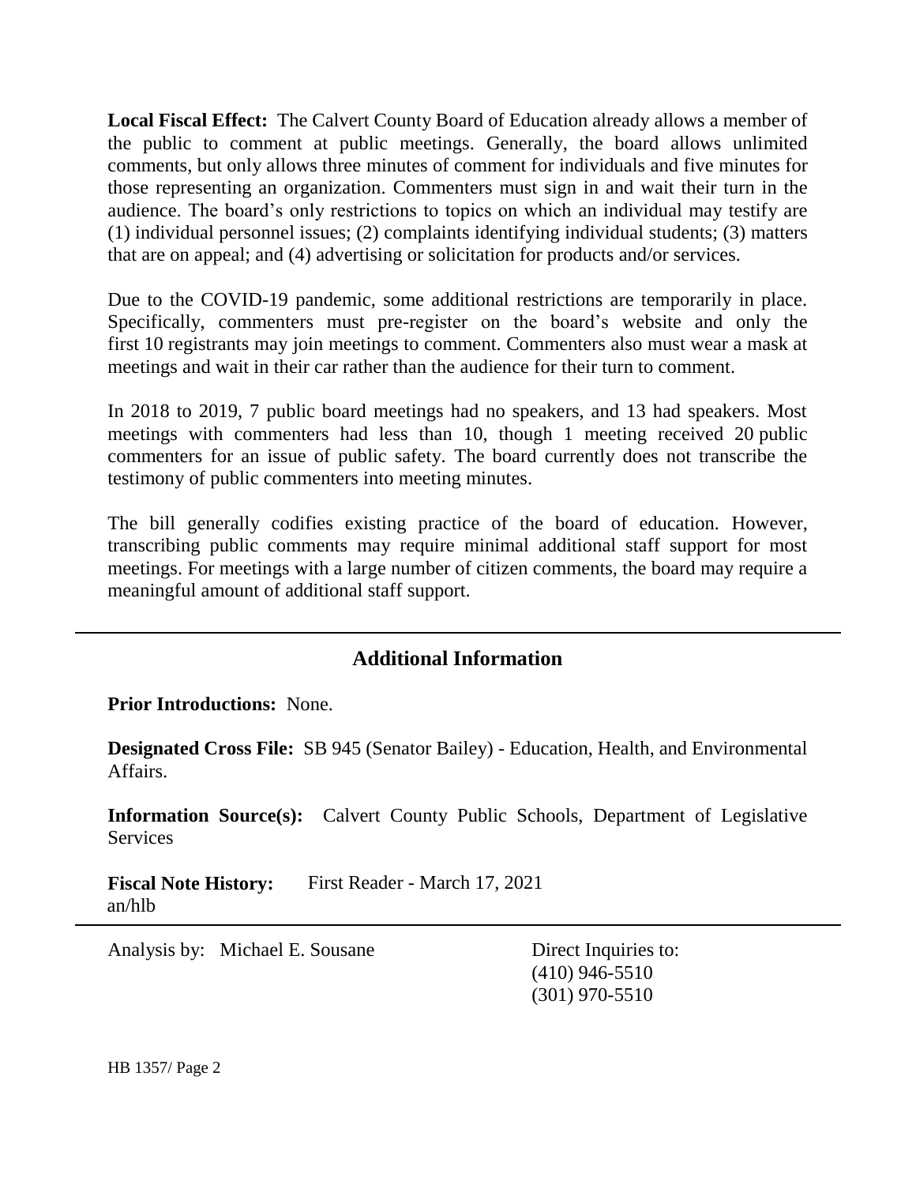**Local Fiscal Effect:** The Calvert County Board of Education already allows a member of the public to comment at public meetings. Generally, the board allows unlimited comments, but only allows three minutes of comment for individuals and five minutes for those representing an organization. Commenters must sign in and wait their turn in the audience. The board's only restrictions to topics on which an individual may testify are (1) individual personnel issues; (2) complaints identifying individual students; (3) matters that are on appeal; and (4) advertising or solicitation for products and/or services.

Due to the COVID-19 pandemic, some additional restrictions are temporarily in place. Specifically, commenters must pre-register on the board's website and only the first 10 registrants may join meetings to comment. Commenters also must wear a mask at meetings and wait in their car rather than the audience for their turn to comment.

In 2018 to 2019, 7 public board meetings had no speakers, and 13 had speakers. Most meetings with commenters had less than 10, though 1 meeting received 20 public commenters for an issue of public safety. The board currently does not transcribe the testimony of public commenters into meeting minutes.

The bill generally codifies existing practice of the board of education. However, transcribing public comments may require minimal additional staff support for most meetings. For meetings with a large number of citizen comments, the board may require a meaningful amount of additional staff support.

## Additional Information

**Prior Introductions:** None.

**Designated Cross File:** SB 945 (Senator Bailey) - Education, Health, and Environmental Affairs.

**Information Source(s):** Calvert County Public Schools, Department of Legislative Services

**Fiscal Note History:** First Reader - March 17, 2021
an/hlb

Analysis by: Michael E. Sousane

Direct Inquiries to:
(410) 946-5510
(301) 970-5510